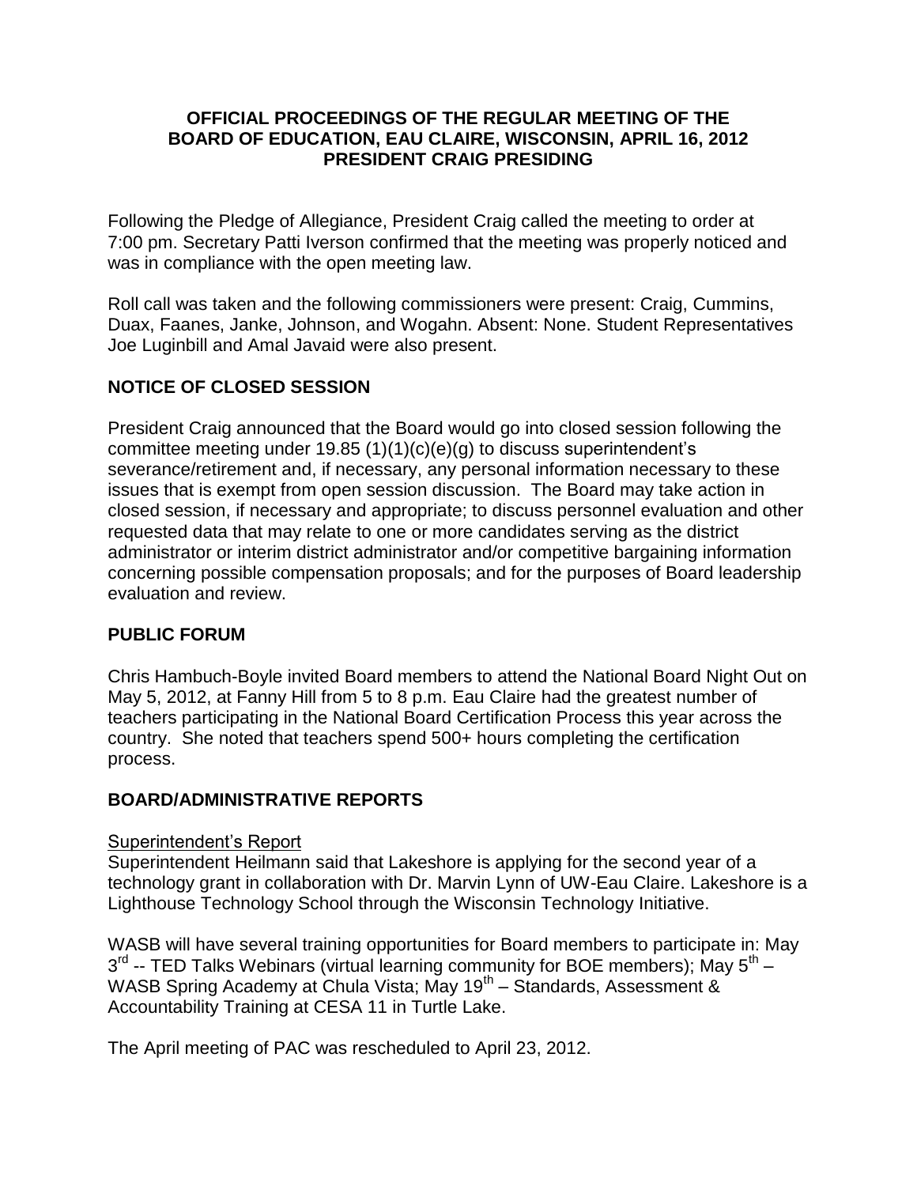# OFFICIAL PROCEEDINGS OF THE REGULAR MEETING OF THE BOARD OF EDUCATION, EAU CLAIRE, WISCONSIN, APRIL 16, 2012 PRESIDENT CRAIG PRESIDING

Following the Pledge of Allegiance, President Craig called the meeting to order at 7:00 pm. Secretary Patti Iverson confirmed that the meeting was properly noticed and was in compliance with the open meeting law.

Roll call was taken and the following commissioners were present: Craig, Cummins, Duax, Faanes, Janke, Johnson, and Wogahn. Absent: None. Student Representatives Joe Luginbill and Amal Javaid were also present.

## NOTICE OF CLOSED SESSION

President Craig announced that the Board would go into closed session following the committee meeting under 19.85 (1)(1)(c)(e)(g) to discuss superintendent's severance/retirement and, if necessary, any personal information necessary to these issues that is exempt from open session discussion. The Board may take action in closed session, if necessary and appropriate; to discuss personnel evaluation and other requested data that may relate to one or more candidates serving as the district administrator or interim district administrator and/or competitive bargaining information concerning possible compensation proposals; and for the purposes of Board leadership evaluation and review.

## PUBLIC FORUM

Chris Hambuch-Boyle invited Board members to attend the National Board Night Out on May 5, 2012, at Fanny Hill from 5 to 8 p.m. Eau Claire had the greatest number of teachers participating in the National Board Certification Process this year across the country. She noted that teachers spend 500+ hours completing the certification process.

## BOARD/ADMINISTRATIVE REPORTS

### Superintendent's Report

Superintendent Heilmann said that Lakeshore is applying for the second year of a technology grant in collaboration with Dr. Marvin Lynn of UW-Eau Claire. Lakeshore is a Lighthouse Technology School through the Wisconsin Technology Initiative.

WASB will have several training opportunities for Board members to participate in: May 3rd -- TED Talks Webinars (virtual learning community for BOE members); May 5th – WASB Spring Academy at Chula Vista; May 19th – Standards, Assessment & Accountability Training at CESA 11 in Turtle Lake.

The April meeting of PAC was rescheduled to April 23, 2012.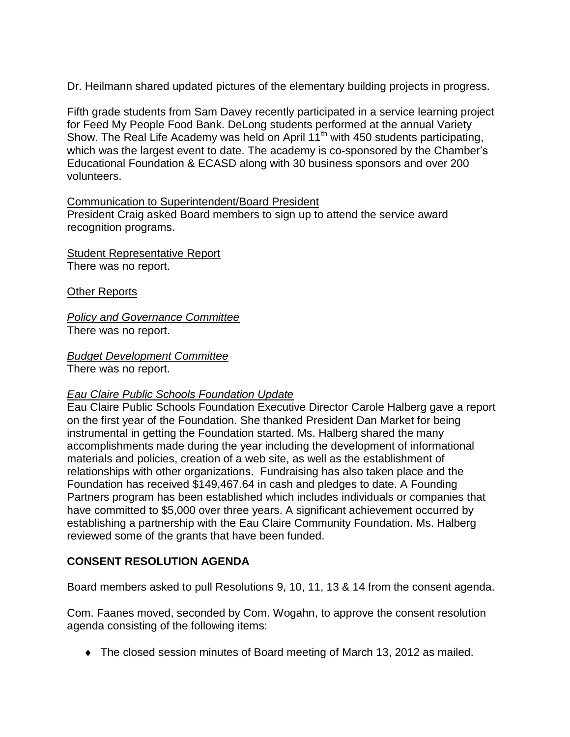Dr. Heilmann shared updated pictures of the elementary building projects in progress.

Fifth grade students from Sam Davey recently participated in a service learning project for Feed My People Food Bank. DeLong students performed at the annual Variety Show. The Real Life Academy was held on April 11th with 450 students participating, which was the largest event to date. The academy is co-sponsored by the Chamber's Educational Foundation & ECASD along with 30 business sponsors and over 200 volunteers.

<u>Communication to Superintendent/Board President</u>
President Craig asked Board members to sign up to attend the service award recognition programs.

<u>Student Representative Report</u>
There was no report.

<u>Other Reports</u>

<u>*Policy and Governance Committee*</u>
There was no report.

<u>*Budget Development Committee*</u>
There was no report.

<u>*Eau Claire Public Schools Foundation Update*</u>
Eau Claire Public Schools Foundation Executive Director Carole Halberg gave a report on the first year of the Foundation. She thanked President Dan Market for being instrumental in getting the Foundation started. Ms. Halberg shared the many accomplishments made during the year including the development of informational materials and policies, creation of a web site, as well as the establishment of relationships with other organizations. Fundraising has also taken place and the Foundation has received $149,467.64 in cash and pledges to date. A Founding Partners program has been established which includes individuals or companies that have committed to $5,000 over three years. A significant achievement occurred by establishing a partnership with the Eau Claire Community Foundation. Ms. Halberg reviewed some of the grants that have been funded.

**CONSENT RESOLUTION AGENDA**

Board members asked to pull Resolutions 9, 10, 11, 13 & 14 from the consent agenda.

Com. Faanes moved, seconded by Com. Wogahn, to approve the consent resolution agenda consisting of the following items:

- The closed session minutes of Board meeting of March 13, 2012 as mailed.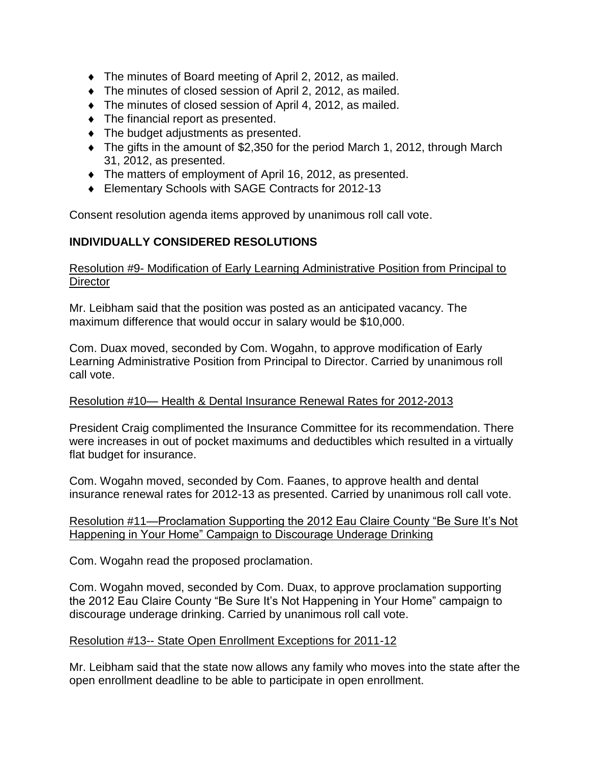- The minutes of Board meeting of April 2, 2012, as mailed.
- The minutes of closed session of April 2, 2012, as mailed.
- The minutes of closed session of April 4, 2012, as mailed.
- The financial report as presented.
- The budget adjustments as presented.
- The gifts in the amount of $2,350 for the period March 1, 2012, through March 31, 2012, as presented.
- The matters of employment of April 16, 2012, as presented.
- Elementary Schools with SAGE Contracts for 2012-13

Consent resolution agenda items approved by unanimous roll call vote.

## INDIVIDUALLY CONSIDERED RESOLUTIONS

Resolution #9- Modification of Early Learning Administrative Position from Principal to Director

Mr. Leibham said that the position was posted as an anticipated vacancy. The maximum difference that would occur in salary would be $10,000.

Com. Duax moved, seconded by Com. Wogahn, to approve modification of Early Learning Administrative Position from Principal to Director. Carried by unanimous roll call vote.

Resolution #10— Health & Dental Insurance Renewal Rates for 2012-2013

President Craig complimented the Insurance Committee for its recommendation. There were increases in out of pocket maximums and deductibles which resulted in a virtually flat budget for insurance.

Com. Wogahn moved, seconded by Com. Faanes, to approve health and dental insurance renewal rates for 2012-13 as presented. Carried by unanimous roll call vote.

Resolution #11—Proclamation Supporting the 2012 Eau Claire County "Be Sure It's Not Happening in Your Home" Campaign to Discourage Underage Drinking

Com. Wogahn read the proposed proclamation.

Com. Wogahn moved, seconded by Com. Duax, to approve proclamation supporting the 2012 Eau Claire County "Be Sure It's Not Happening in Your Home" campaign to discourage underage drinking. Carried by unanimous roll call vote.

Resolution #13-- State Open Enrollment Exceptions for 2011-12

Mr. Leibham said that the state now allows any family who moves into the state after the open enrollment deadline to be able to participate in open enrollment.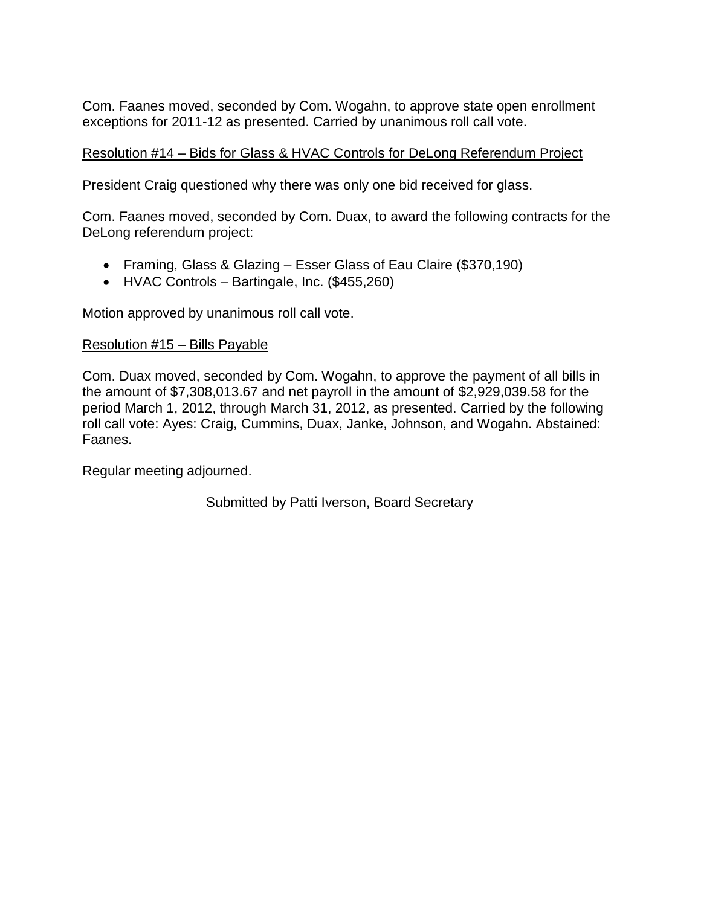Com. Faanes moved, seconded by Com. Wogahn, to approve state open enrollment exceptions for 2011-12 as presented. Carried by unanimous roll call vote.

<u>Resolution #14 – Bids for Glass & HVAC Controls for DeLong Referendum Project</u>

President Craig questioned why there was only one bid received for glass.

Com. Faanes moved, seconded by Com. Duax, to award the following contracts for the DeLong referendum project:

- Framing, Glass & Glazing – Esser Glass of Eau Claire ($370,190)
- HVAC Controls – Bartingale, Inc. ($455,260)

Motion approved by unanimous roll call vote.

<u>Resolution #15 – Bills Payable</u>

Com. Duax moved, seconded by Com. Wogahn, to approve the payment of all bills in the amount of $7,308,013.67 and net payroll in the amount of $2,929,039.58 for the period March 1, 2012, through March 31, 2012, as presented. Carried by the following roll call vote: Ayes: Craig, Cummins, Duax, Janke, Johnson, and Wogahn. Abstained: Faanes.

Regular meeting adjourned.

Submitted by Patti Iverson, Board Secretary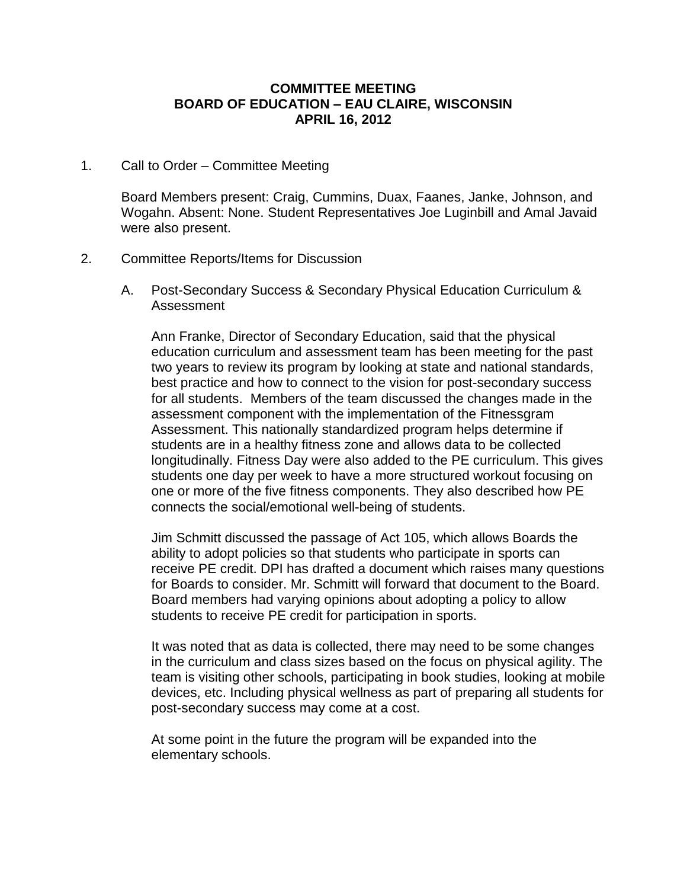**COMMITTEE MEETING**
**BOARD OF EDUCATION – EAU CLAIRE, WISCONSIN**
**APRIL 16, 2012**

1. Call to Order – Committee Meeting

   Board Members present: Craig, Cummins, Duax, Faanes, Janke, Johnson, and Wogahn. Absent: None. Student Representatives Joe Luginbill and Amal Javaid were also present.

2. Committee Reports/Items for Discussion

   A. Post-Secondary Success & Secondary Physical Education Curriculum & Assessment

      Ann Franke, Director of Secondary Education, said that the physical education curriculum and assessment team has been meeting for the past two years to review its program by looking at state and national standards, best practice and how to connect to the vision for post-secondary success for all students. Members of the team discussed the changes made in the assessment component with the implementation of the Fitnessgram Assessment. This nationally standardized program helps determine if students are in a healthy fitness zone and allows data to be collected longitudinally. Fitness Day were also added to the PE curriculum. This gives students one day per week to have a more structured workout focusing on one or more of the five fitness components. They also described how PE connects the social/emotional well-being of students.

      Jim Schmitt discussed the passage of Act 105, which allows Boards the ability to adopt policies so that students who participate in sports can receive PE credit. DPI has drafted a document which raises many questions for Boards to consider. Mr. Schmitt will forward that document to the Board. Board members had varying opinions about adopting a policy to allow students to receive PE credit for participation in sports.

      It was noted that as data is collected, there may need to be some changes in the curriculum and class sizes based on the focus on physical agility. The team is visiting other schools, participating in book studies, looking at mobile devices, etc. Including physical wellness as part of preparing all students for post-secondary success may come at a cost.

      At some point in the future the program will be expanded into the elementary schools.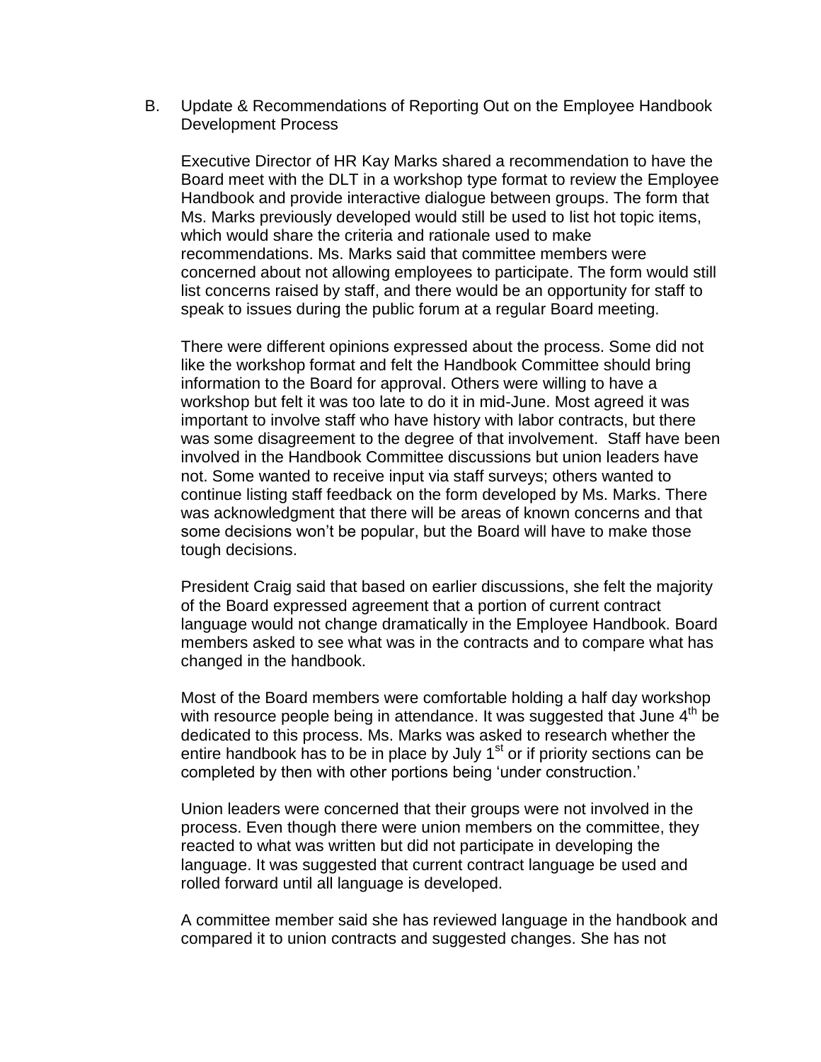B. Update & Recommendations of Reporting Out on the Employee Handbook Development Process

Executive Director of HR Kay Marks shared a recommendation to have the Board meet with the DLT in a workshop type format to review the Employee Handbook and provide interactive dialogue between groups. The form that Ms. Marks previously developed would still be used to list hot topic items, which would share the criteria and rationale used to make recommendations. Ms. Marks said that committee members were concerned about not allowing employees to participate. The form would still list concerns raised by staff, and there would be an opportunity for staff to speak to issues during the public forum at a regular Board meeting.

There were different opinions expressed about the process. Some did not like the workshop format and felt the Handbook Committee should bring information to the Board for approval. Others were willing to have a workshop but felt it was too late to do it in mid-June. Most agreed it was important to involve staff who have history with labor contracts, but there was some disagreement to the degree of that involvement. Staff have been involved in the Handbook Committee discussions but union leaders have not. Some wanted to receive input via staff surveys; others wanted to continue listing staff feedback on the form developed by Ms. Marks. There was acknowledgment that there will be areas of known concerns and that some decisions won't be popular, but the Board will have to make those tough decisions.

President Craig said that based on earlier discussions, she felt the majority of the Board expressed agreement that a portion of current contract language would not change dramatically in the Employee Handbook. Board members asked to see what was in the contracts and to compare what has changed in the handbook.

Most of the Board members were comfortable holding a half day workshop with resource people being in attendance. It was suggested that June 4th be dedicated to this process. Ms. Marks was asked to research whether the entire handbook has to be in place by July 1st or if priority sections can be completed by then with other portions being 'under construction.'

Union leaders were concerned that their groups were not involved in the process. Even though there were union members on the committee, they reacted to what was written but did not participate in developing the language. It was suggested that current contract language be used and rolled forward until all language is developed.

A committee member said she has reviewed language in the handbook and compared it to union contracts and suggested changes. She has not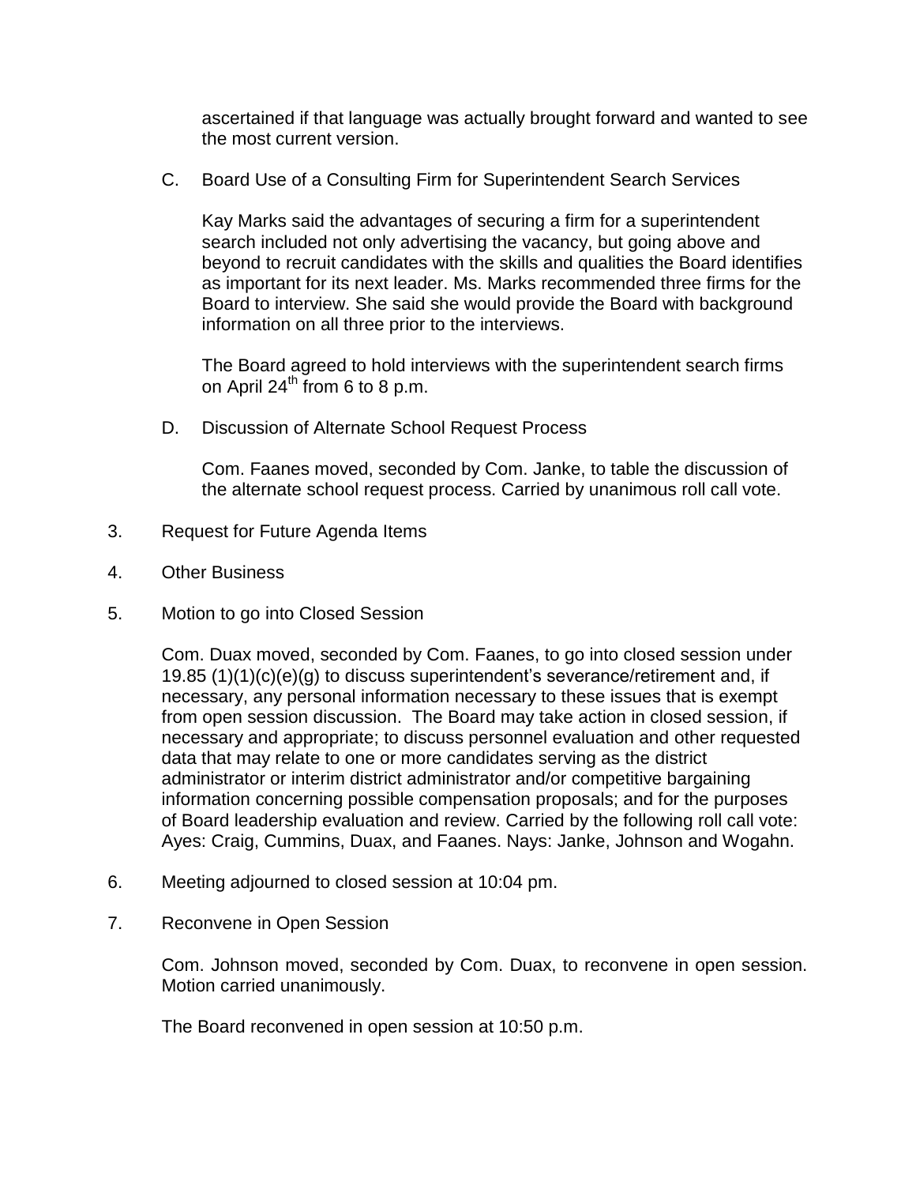ascertained if that language was actually brought forward and wanted to see the most current version.

C. Board Use of a Consulting Firm for Superintendent Search Services

Kay Marks said the advantages of securing a firm for a superintendent search included not only advertising the vacancy, but going above and beyond to recruit candidates with the skills and qualities the Board identifies as important for its next leader. Ms. Marks recommended three firms for the Board to interview. She said she would provide the Board with background information on all three prior to the interviews.

The Board agreed to hold interviews with the superintendent search firms on April 24th from 6 to 8 p.m.

D. Discussion of Alternate School Request Process

Com. Faanes moved, seconded by Com. Janke, to table the discussion of the alternate school request process. Carried by unanimous roll call vote.

3. Request for Future Agenda Items

4. Other Business

5. Motion to go into Closed Session

Com. Duax moved, seconded by Com. Faanes, to go into closed session under 19.85 (1)(1)(c)(e)(g) to discuss superintendent's severance/retirement and, if necessary, any personal information necessary to these issues that is exempt from open session discussion. The Board may take action in closed session, if necessary and appropriate; to discuss personnel evaluation and other requested data that may relate to one or more candidates serving as the district administrator or interim district administrator and/or competitive bargaining information concerning possible compensation proposals; and for the purposes of Board leadership evaluation and review. Carried by the following roll call vote: Ayes: Craig, Cummins, Duax, and Faanes. Nays: Janke, Johnson and Wogahn.

6. Meeting adjourned to closed session at 10:04 pm.

7. Reconvene in Open Session

Com. Johnson moved, seconded by Com. Duax, to reconvene in open session. Motion carried unanimously.

The Board reconvened in open session at 10:50 p.m.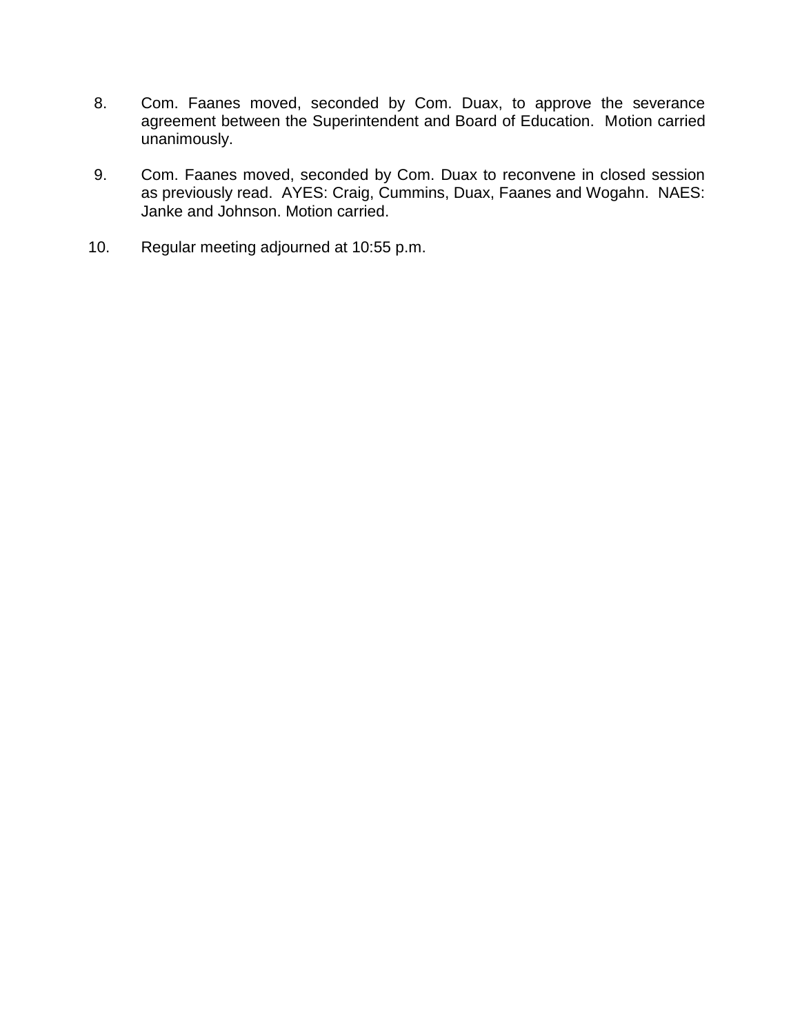8. Com. Faanes moved, seconded by Com. Duax, to approve the severance agreement between the Superintendent and Board of Education. Motion carried unanimously.

9. Com. Faanes moved, seconded by Com. Duax to reconvene in closed session as previously read. AYES: Craig, Cummins, Duax, Faanes and Wogahn. NAES: Janke and Johnson. Motion carried.

10. Regular meeting adjourned at 10:55 p.m.